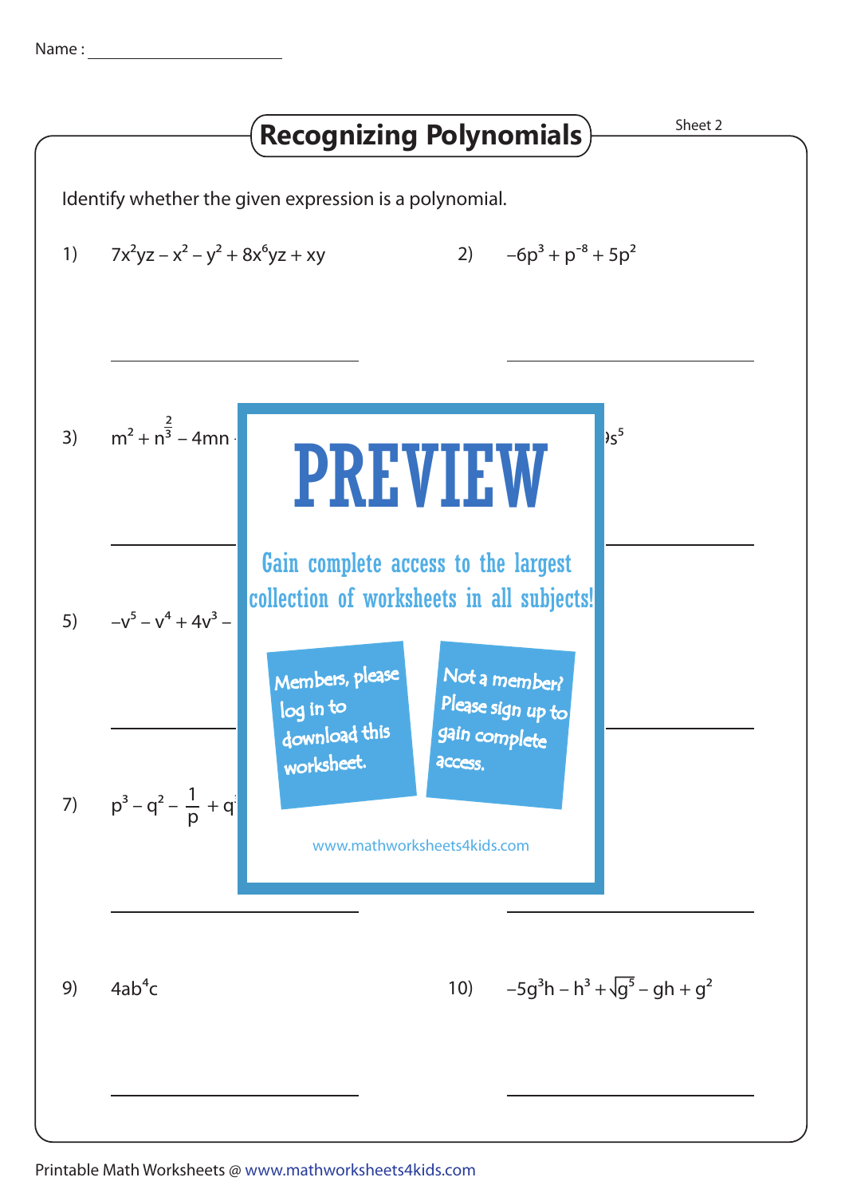Name :

# Recognizing Polynomials

Sheet 2

Identify whether the given expression is a polynomial.

1) $7x^2yz - x^2 - y^2 + 8x^6yz + xy$

2) $-6p^3 + p^{-8} + 5p^2$

3) $m^2 + n^{\frac{2}{3}} - 4mn$ ...

4) ... $s^5$

5) $-v^5 - v^4 + 4v^3 -$ ...

6) ...

7) $p^3 - q^2 - \frac{1}{p} + q$ ...

8) ...

PREVIEW

Gain complete access to the largest collection of worksheets in all subjects!

Members, please log in to download this worksheet.

Not a member? Please sign up to gain complete access.

www.mathworksheets4kids.com

9) $4ab^4c$

10) $-5g^3h - h^3 + \sqrt{g^5} - gh + g^2$

Printable Math Worksheets @ www.mathworksheets4kids.com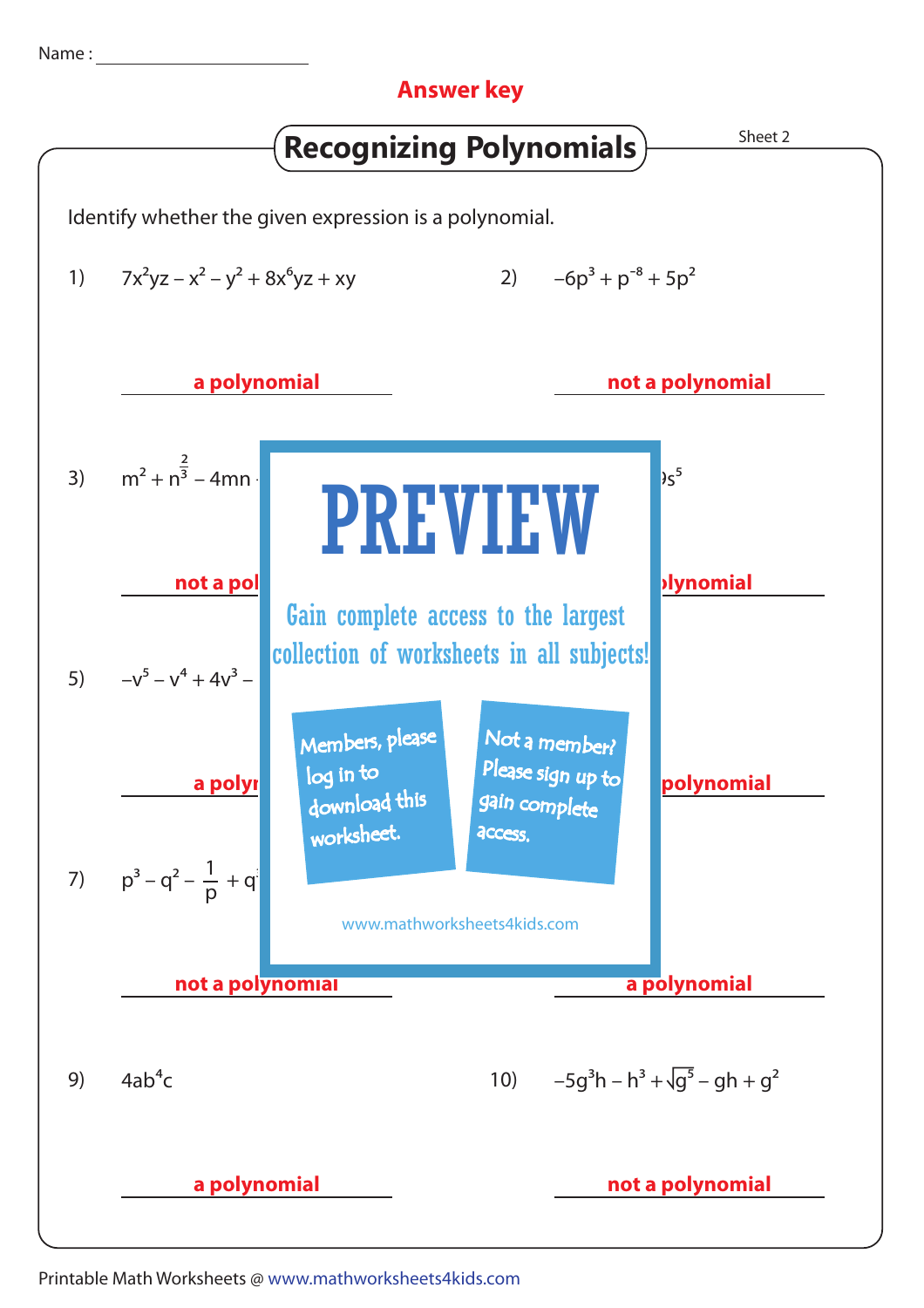Name : ______________________

**Answer key**

# Recognizing Polynomials

Sheet 2

Identify whether the given expression is a polynomial.

1) $7x^2yz - x^2 - y^2 + 8x^6yz + xy$

**a polynomial**

2) $-6p^3 + p^{-8} + 5p^2$

**not a polynomial**

3) $m^2 + n^{\frac{2}{3}} - 4mn$ ...

**not a pol**...

4) ... $9s^5$

...**lynomial**

5) $-v^5 - v^4 + 4v^3 -$ ...

**a polyn**...

6) 

...**polynomial**

7) $p^3 - q^2 - \frac{1}{p} + q$ ...

**not a polynomial**

8) 

**a polynomial**

PREVIEW

Gain complete access to the largest collection of worksheets in all subjects!

Members, please log in to download this worksheet.

Not a member? Please sign up to gain complete access.

www.mathworksheets4kids.com

9) $4ab^4c$

**a polynomial**

10) $-5g^3h - h^3 + \sqrt{g^5} - gh + g^2$

**not a polynomial**

Printable Math Worksheets @ www.mathworksheets4kids.com